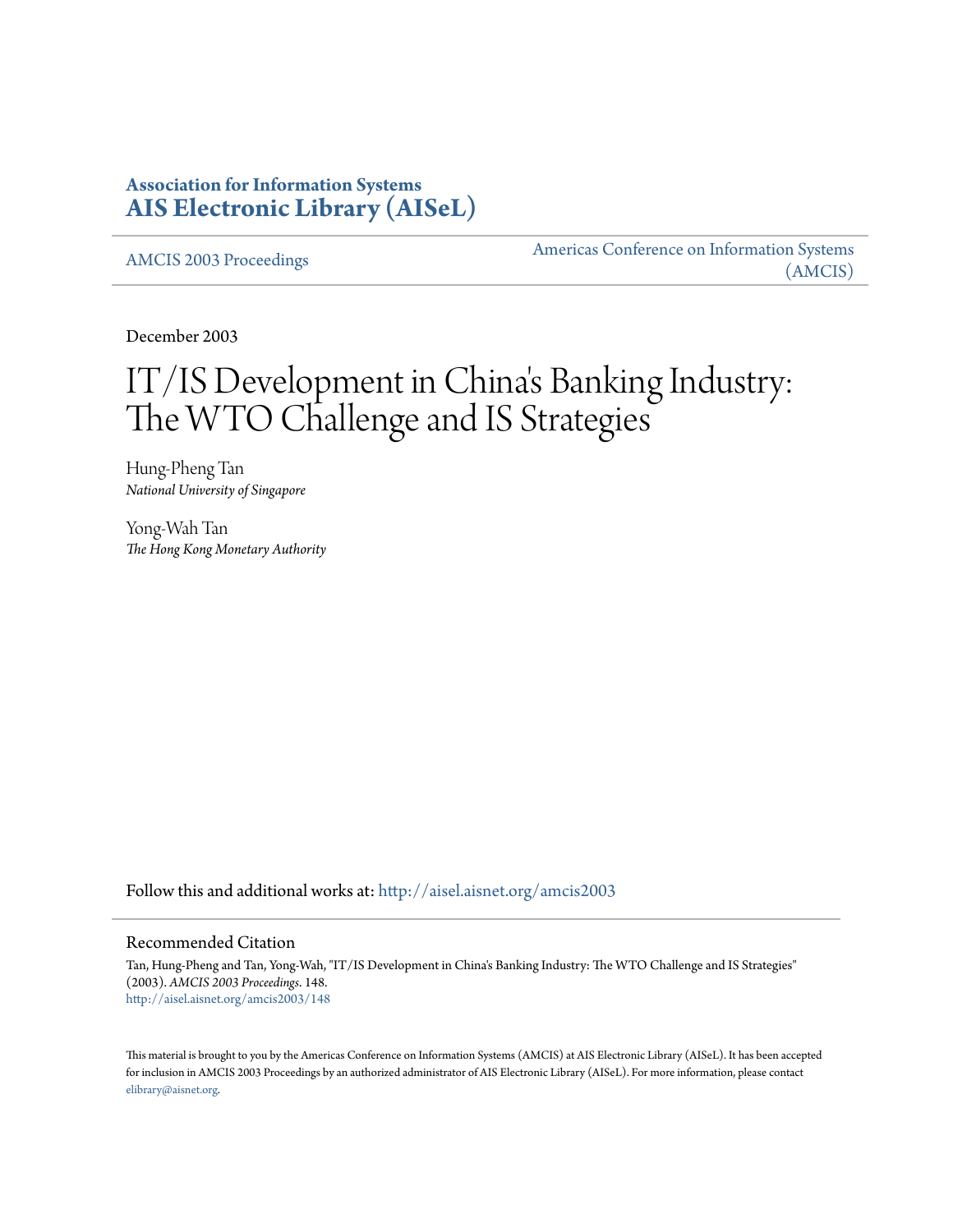**Association for Information Systems**
**AIS Electronic Library (AISeL)**

AMCIS 2003 Proceedings

Americas Conference on Information Systems (AMCIS)

December 2003

# IT/IS Development in China's Banking Industry: The WTO Challenge and IS Strategies

Hung-Pheng Tan
*National University of Singapore*

Yong-Wah Tan
*The Hong Kong Monetary Authority*

Follow this and additional works at: http://aisel.aisnet.org/amcis2003

## Recommended Citation

Tan, Hung-Pheng and Tan, Yong-Wah, "IT/IS Development in China's Banking Industry: The WTO Challenge and IS Strategies" (2003). *AMCIS 2003 Proceedings*. 148.
http://aisel.aisnet.org/amcis2003/148

This material is brought to you by the Americas Conference on Information Systems (AMCIS) at AIS Electronic Library (AISeL). It has been accepted for inclusion in AMCIS 2003 Proceedings by an authorized administrator of AIS Electronic Library (AISeL). For more information, please contact elibrary@aisnet.org.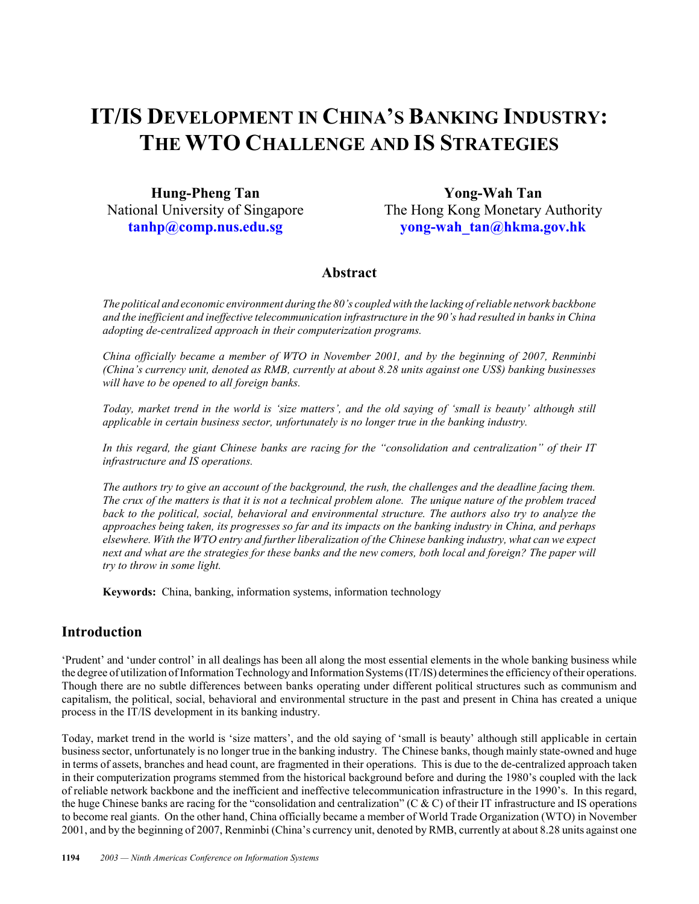# IT/IS DEVELOPMENT IN CHINA'S BANKING INDUSTRY: THE WTO CHALLENGE AND IS STRATEGIES

**Hung-Pheng Tan**
National University of Singapore
**tanhp@comp.nus.edu.sg**

**Yong-Wah Tan**
The Hong Kong Monetary Authority
**yong-wah_tan@hkma.gov.hk**

## Abstract

*The political and economic environment during the 80's coupled with the lacking of reliable network backbone and the inefficient and ineffective telecommunication infrastructure in the 90's had resulted in banks in China adopting de-centralized approach in their computerization programs.*

*China officially became a member of WTO in November 2001, and by the beginning of 2007, Renminbi (China's currency unit, denoted as RMB, currently at about 8.28 units against one US$) banking businesses will have to be opened to all foreign banks.*

*Today, market trend in the world is 'size matters', and the old saying of 'small is beauty' although still applicable in certain business sector, unfortunately is no longer true in the banking industry.*

*In this regard, the giant Chinese banks are racing for the "consolidation and centralization" of their IT infrastructure and IS operations.*

*The authors try to give an account of the background, the rush, the challenges and the deadline facing them. The crux of the matters is that it is not a technical problem alone. The unique nature of the problem traced back to the political, social, behavioral and environmental structure. The authors also try to analyze the approaches being taken, its progresses so far and its impacts on the banking industry in China, and perhaps elsewhere. With the WTO entry and further liberalization of the Chinese banking industry, what can we expect next and what are the strategies for these banks and the new comers, both local and foreign? The paper will try to throw in some light.*

**Keywords:** China, banking, information systems, information technology

## Introduction

'Prudent' and 'under control' in all dealings has been all along the most essential elements in the whole banking business while the degree of utilization of Information Technology and Information Systems (IT/IS) determines the efficiency of their operations. Though there are no subtle differences between banks operating under different political structures such as communism and capitalism, the political, social, behavioral and environmental structure in the past and present in China has created a unique process in the IT/IS development in its banking industry.

Today, market trend in the world is 'size matters', and the old saying of 'small is beauty' although still applicable in certain business sector, unfortunately is no longer true in the banking industry. The Chinese banks, though mainly state-owned and huge in terms of assets, branches and head count, are fragmented in their operations. This is due to the de-centralized approach taken in their computerization programs stemmed from the historical background before and during the 1980's coupled with the lack of reliable network backbone and the inefficient and ineffective telecommunication infrastructure in the 1990's. In this regard, the huge Chinese banks are racing for the "consolidation and centralization" (C & C) of their IT infrastructure and IS operations to become real giants. On the other hand, China officially became a member of World Trade Organization (WTO) in November 2001, and by the beginning of 2007, Renminbi (China's currency unit, denoted by RMB, currently at about 8.28 units against one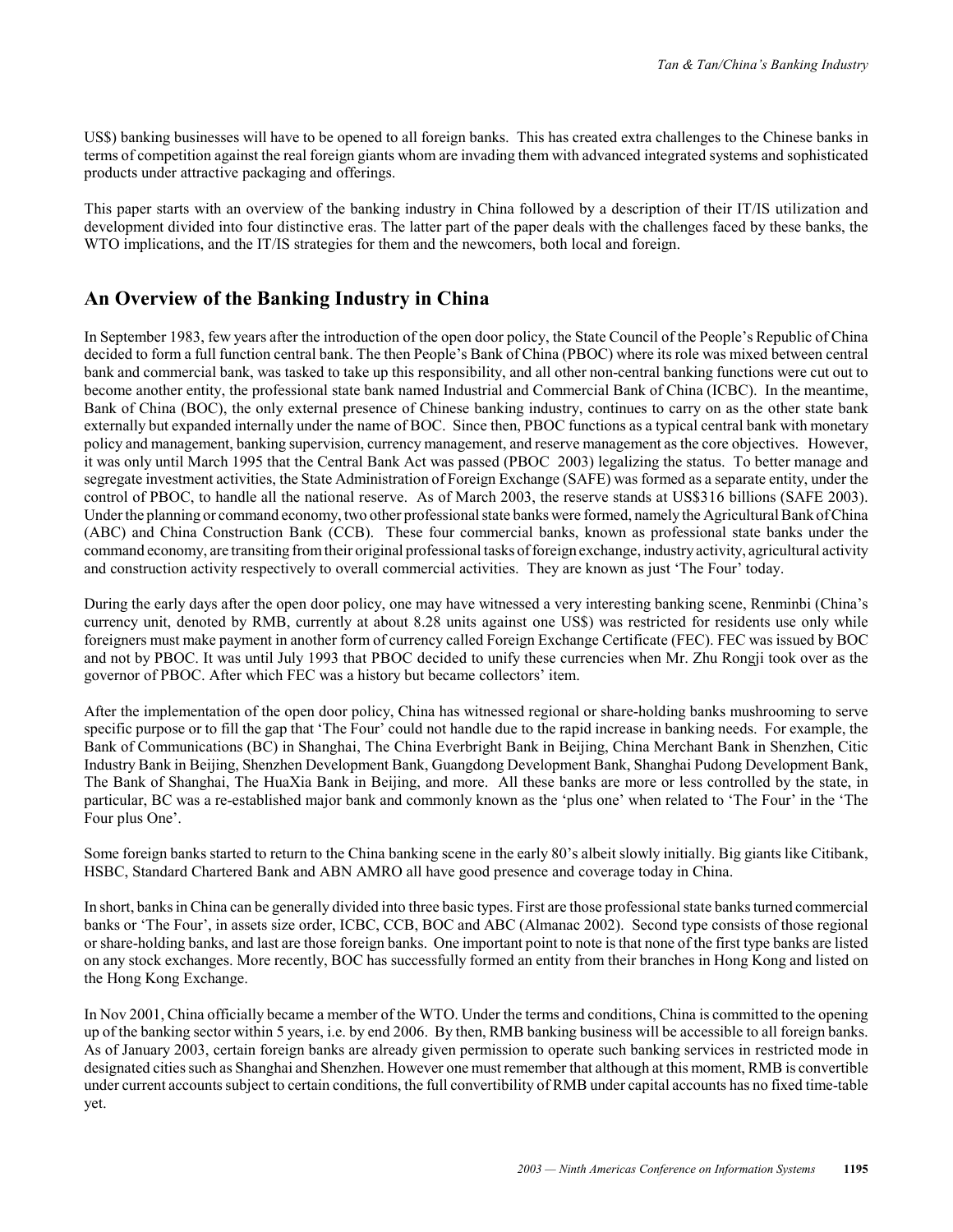US$) banking businesses will have to be opened to all foreign banks. This has created extra challenges to the Chinese banks in terms of competition against the real foreign giants whom are invading them with advanced integrated systems and sophisticated products under attractive packaging and offerings.

This paper starts with an overview of the banking industry in China followed by a description of their IT/IS utilization and development divided into four distinctive eras. The latter part of the paper deals with the challenges faced by these banks, the WTO implications, and the IT/IS strategies for them and the newcomers, both local and foreign.

## An Overview of the Banking Industry in China

In September 1983, few years after the introduction of the open door policy, the State Council of the People's Republic of China decided to form a full function central bank. The then People's Bank of China (PBOC) where its role was mixed between central bank and commercial bank, was tasked to take up this responsibility, and all other non-central banking functions were cut out to become another entity, the professional state bank named Industrial and Commercial Bank of China (ICBC). In the meantime, Bank of China (BOC), the only external presence of Chinese banking industry, continues to carry on as the other state bank externally but expanded internally under the name of BOC. Since then, PBOC functions as a typical central bank with monetary policy and management, banking supervision, currency management, and reserve management as the core objectives. However, it was only until March 1995 that the Central Bank Act was passed (PBOC 2003) legalizing the status. To better manage and segregate investment activities, the State Administration of Foreign Exchange (SAFE) was formed as a separate entity, under the control of PBOC, to handle all the national reserve. As of March 2003, the reserve stands at US$316 billions (SAFE 2003). Under the planning or command economy, two other professional state banks were formed, namely the Agricultural Bank of China (ABC) and China Construction Bank (CCB). These four commercial banks, known as professional state banks under the command economy, are transiting from their original professional tasks of foreign exchange, industry activity, agricultural activity and construction activity respectively to overall commercial activities. They are known as just 'The Four' today.

During the early days after the open door policy, one may have witnessed a very interesting banking scene, Renminbi (China's currency unit, denoted by RMB, currently at about 8.28 units against one US$) was restricted for residents use only while foreigners must make payment in another form of currency called Foreign Exchange Certificate (FEC). FEC was issued by BOC and not by PBOC. It was until July 1993 that PBOC decided to unify these currencies when Mr. Zhu Rongji took over as the governor of PBOC. After which FEC was a history but became collectors' item.

After the implementation of the open door policy, China has witnessed regional or share-holding banks mushrooming to serve specific purpose or to fill the gap that 'The Four' could not handle due to the rapid increase in banking needs. For example, the Bank of Communications (BC) in Shanghai, The China Everbright Bank in Beijing, China Merchant Bank in Shenzhen, Citic Industry Bank in Beijing, Shenzhen Development Bank, Guangdong Development Bank, Shanghai Pudong Development Bank, The Bank of Shanghai, The HuaXia Bank in Beijing, and more. All these banks are more or less controlled by the state, in particular, BC was a re-established major bank and commonly known as the 'plus one' when related to 'The Four' in the 'The Four plus One'.

Some foreign banks started to return to the China banking scene in the early 80's albeit slowly initially. Big giants like Citibank, HSBC, Standard Chartered Bank and ABN AMRO all have good presence and coverage today in China.

In short, banks in China can be generally divided into three basic types. First are those professional state banks turned commercial banks or 'The Four', in assets size order, ICBC, CCB, BOC and ABC (Almanac 2002). Second type consists of those regional or share-holding banks, and last are those foreign banks. One important point to note is that none of the first type banks are listed on any stock exchanges. More recently, BOC has successfully formed an entity from their branches in Hong Kong and listed on the Hong Kong Exchange.

In Nov 2001, China officially became a member of the WTO. Under the terms and conditions, China is committed to the opening up of the banking sector within 5 years, i.e. by end 2006. By then, RMB banking business will be accessible to all foreign banks. As of January 2003, certain foreign banks are already given permission to operate such banking services in restricted mode in designated cities such as Shanghai and Shenzhen. However one must remember that although at this moment, RMB is convertible under current accounts subject to certain conditions, the full convertibility of RMB under capital accounts has no fixed time-table yet.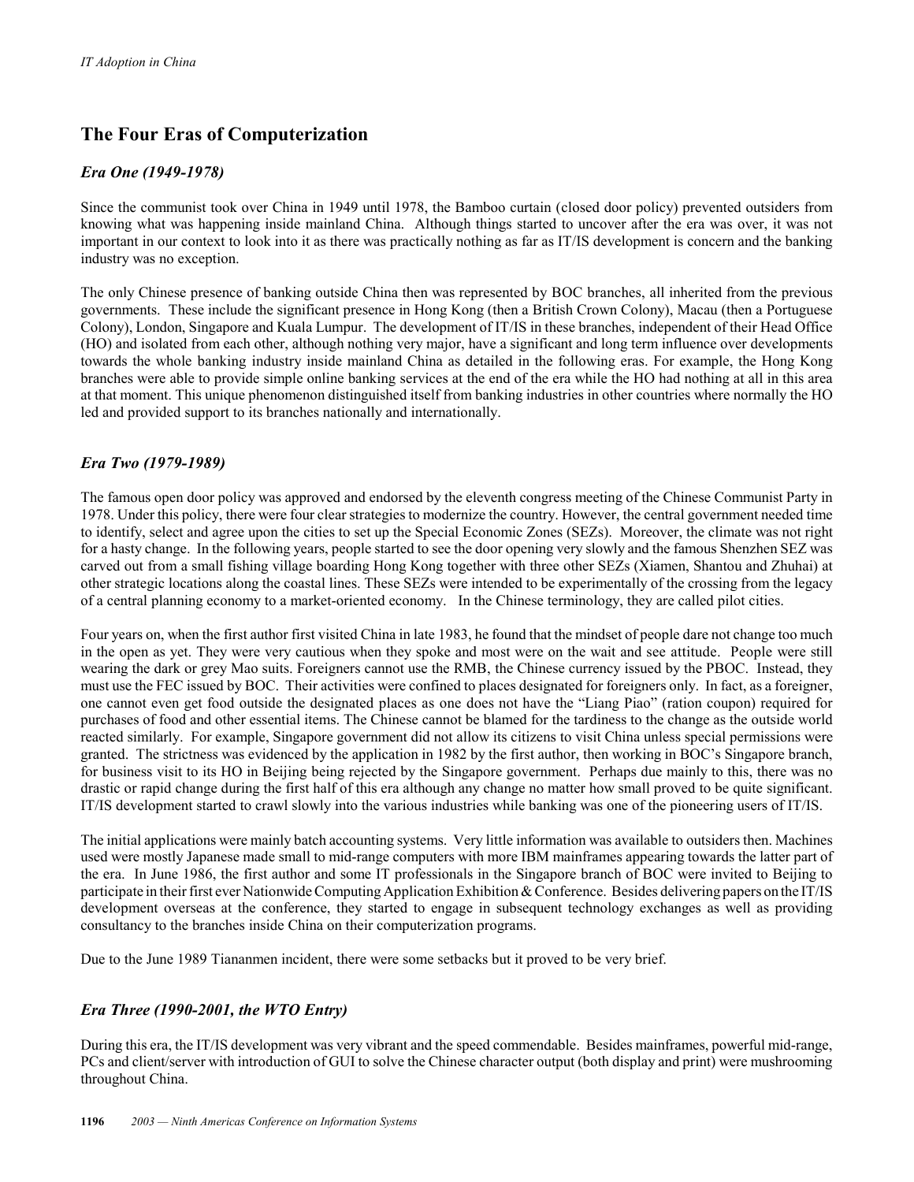## The Four Eras of Computerization

### *Era One (1949-1978)*

Since the communist took over China in 1949 until 1978, the Bamboo curtain (closed door policy) prevented outsiders from knowing what was happening inside mainland China. Although things started to uncover after the era was over, it was not important in our context to look into it as there was practically nothing as far as IT/IS development is concern and the banking industry was no exception.

The only Chinese presence of banking outside China then was represented by BOC branches, all inherited from the previous governments. These include the significant presence in Hong Kong (then a British Crown Colony), Macau (then a Portuguese Colony), London, Singapore and Kuala Lumpur. The development of IT/IS in these branches, independent of their Head Office (HO) and isolated from each other, although nothing very major, have a significant and long term influence over developments towards the whole banking industry inside mainland China as detailed in the following eras. For example, the Hong Kong branches were able to provide simple online banking services at the end of the era while the HO had nothing at all in this area at that moment. This unique phenomenon distinguished itself from banking industries in other countries where normally the HO led and provided support to its branches nationally and internationally.

### *Era Two (1979-1989)*

The famous open door policy was approved and endorsed by the eleventh congress meeting of the Chinese Communist Party in 1978. Under this policy, there were four clear strategies to modernize the country. However, the central government needed time to identify, select and agree upon the cities to set up the Special Economic Zones (SEZs). Moreover, the climate was not right for a hasty change. In the following years, people started to see the door opening very slowly and the famous Shenzhen SEZ was carved out from a small fishing village boarding Hong Kong together with three other SEZs (Xiamen, Shantou and Zhuhai) at other strategic locations along the coastal lines. These SEZs were intended to be experimentally of the crossing from the legacy of a central planning economy to a market-oriented economy. In the Chinese terminology, they are called pilot cities.

Four years on, when the first author first visited China in late 1983, he found that the mindset of people dare not change too much in the open as yet. They were very cautious when they spoke and most were on the wait and see attitude. People were still wearing the dark or grey Mao suits. Foreigners cannot use the RMB, the Chinese currency issued by the PBOC. Instead, they must use the FEC issued by BOC. Their activities were confined to places designated for foreigners only. In fact, as a foreigner, one cannot even get food outside the designated places as one does not have the "Liang Piao" (ration coupon) required for purchases of food and other essential items. The Chinese cannot be blamed for the tardiness to the change as the outside world reacted similarly. For example, Singapore government did not allow its citizens to visit China unless special permissions were granted. The strictness was evidenced by the application in 1982 by the first author, then working in BOC's Singapore branch, for business visit to its HO in Beijing being rejected by the Singapore government. Perhaps due mainly to this, there was no drastic or rapid change during the first half of this era although any change no matter how small proved to be quite significant. IT/IS development started to crawl slowly into the various industries while banking was one of the pioneering users of IT/IS.

The initial applications were mainly batch accounting systems. Very little information was available to outsiders then. Machines used were mostly Japanese made small to mid-range computers with more IBM mainframes appearing towards the latter part of the era. In June 1986, the first author and some IT professionals in the Singapore branch of BOC were invited to Beijing to participate in their first ever Nationwide Computing Application Exhibition & Conference. Besides delivering papers on the IT/IS development overseas at the conference, they started to engage in subsequent technology exchanges as well as providing consultancy to the branches inside China on their computerization programs.

Due to the June 1989 Tiananmen incident, there were some setbacks but it proved to be very brief.

### *Era Three (1990-2001, the WTO Entry)*

During this era, the IT/IS development was very vibrant and the speed commendable. Besides mainframes, powerful mid-range, PCs and client/server with introduction of GUI to solve the Chinese character output (both display and print) were mushrooming throughout China.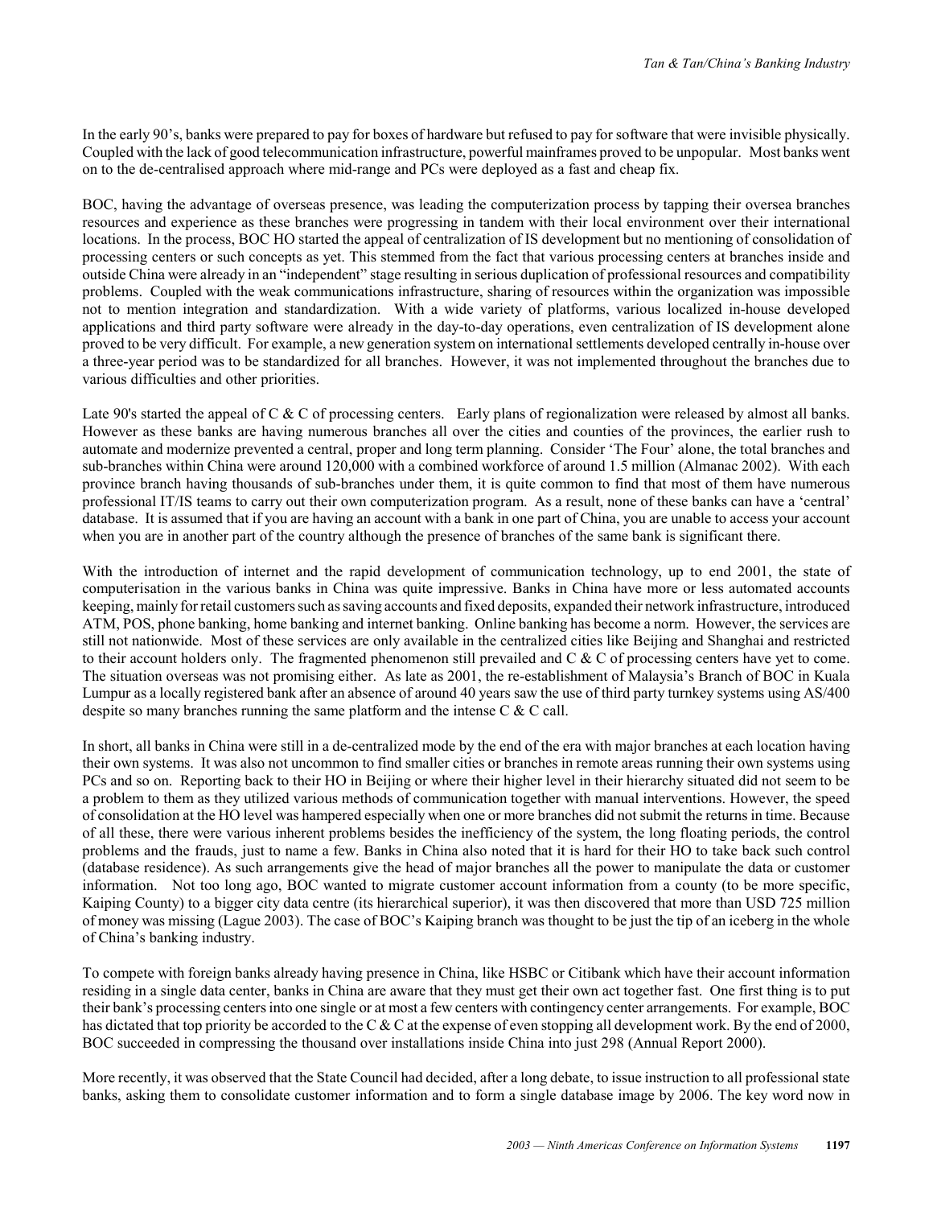In the early 90's, banks were prepared to pay for boxes of hardware but refused to pay for software that were invisible physically. Coupled with the lack of good telecommunication infrastructure, powerful mainframes proved to be unpopular. Most banks went on to the de-centralised approach where mid-range and PCs were deployed as a fast and cheap fix.

BOC, having the advantage of overseas presence, was leading the computerization process by tapping their oversea branches resources and experience as these branches were progressing in tandem with their local environment over their international locations. In the process, BOC HO started the appeal of centralization of IS development but no mentioning of consolidation of processing centers or such concepts as yet. This stemmed from the fact that various processing centers at branches inside and outside China were already in an "independent" stage resulting in serious duplication of professional resources and compatibility problems. Coupled with the weak communications infrastructure, sharing of resources within the organization was impossible not to mention integration and standardization. With a wide variety of platforms, various localized in-house developed applications and third party software were already in the day-to-day operations, even centralization of IS development alone proved to be very difficult. For example, a new generation system on international settlements developed centrally in-house over a three-year period was to be standardized for all branches. However, it was not implemented throughout the branches due to various difficulties and other priorities.

Late 90's started the appeal of C & C of processing centers. Early plans of regionalization were released by almost all banks. However as these banks are having numerous branches all over the cities and counties of the provinces, the earlier rush to automate and modernize prevented a central, proper and long term planning. Consider 'The Four' alone, the total branches and sub-branches within China were around 120,000 with a combined workforce of around 1.5 million (Almanac 2002). With each province branch having thousands of sub-branches under them, it is quite common to find that most of them have numerous professional IT/IS teams to carry out their own computerization program. As a result, none of these banks can have a 'central' database. It is assumed that if you are having an account with a bank in one part of China, you are unable to access your account when you are in another part of the country although the presence of branches of the same bank is significant there.

With the introduction of internet and the rapid development of communication technology, up to end 2001, the state of computerisation in the various banks in China was quite impressive. Banks in China have more or less automated accounts keeping, mainly for retail customers such as saving accounts and fixed deposits, expanded their network infrastructure, introduced ATM, POS, phone banking, home banking and internet banking. Online banking has become a norm. However, the services are still not nationwide. Most of these services are only available in the centralized cities like Beijing and Shanghai and restricted to their account holders only. The fragmented phenomenon still prevailed and C & C of processing centers have yet to come. The situation overseas was not promising either. As late as 2001, the re-establishment of Malaysia's Branch of BOC in Kuala Lumpur as a locally registered bank after an absence of around 40 years saw the use of third party turnkey systems using AS/400 despite so many branches running the same platform and the intense C & C call.

In short, all banks in China were still in a de-centralized mode by the end of the era with major branches at each location having their own systems. It was also not uncommon to find smaller cities or branches in remote areas running their own systems using PCs and so on. Reporting back to their HO in Beijing or where their higher level in their hierarchy situated did not seem to be a problem to them as they utilized various methods of communication together with manual interventions. However, the speed of consolidation at the HO level was hampered especially when one or more branches did not submit the returns in time. Because of all these, there were various inherent problems besides the inefficiency of the system, the long floating periods, the control problems and the frauds, just to name a few. Banks in China also noted that it is hard for their HO to take back such control (database residence). As such arrangements give the head of major branches all the power to manipulate the data or customer information. Not too long ago, BOC wanted to migrate customer account information from a county (to be more specific, Kaiping County) to a bigger city data centre (its hierarchical superior), it was then discovered that more than USD 725 million of money was missing (Lague 2003). The case of BOC's Kaiping branch was thought to be just the tip of an iceberg in the whole of China's banking industry.

To compete with foreign banks already having presence in China, like HSBC or Citibank which have their account information residing in a single data center, banks in China are aware that they must get their own act together fast. One first thing is to put their bank's processing centers into one single or at most a few centers with contingency center arrangements. For example, BOC has dictated that top priority be accorded to the C & C at the expense of even stopping all development work. By the end of 2000, BOC succeeded in compressing the thousand over installations inside China into just 298 (Annual Report 2000).

More recently, it was observed that the State Council had decided, after a long debate, to issue instruction to all professional state banks, asking them to consolidate customer information and to form a single database image by 2006. The key word now in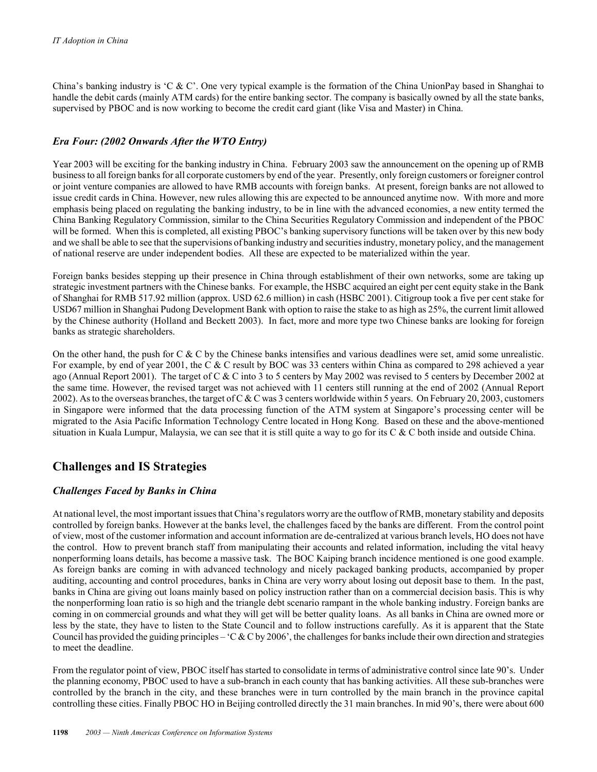China's banking industry is 'C & C'. One very typical example is the formation of the China UnionPay based in Shanghai to handle the debit cards (mainly ATM cards) for the entire banking sector. The company is basically owned by all the state banks, supervised by PBOC and is now working to become the credit card giant (like Visa and Master) in China.

### *Era Four: (2002 Onwards After the WTO Entry)*

Year 2003 will be exciting for the banking industry in China. February 2003 saw the announcement on the opening up of RMB business to all foreign banks for all corporate customers by end of the year. Presently, only foreign customers or foreigner control or joint venture companies are allowed to have RMB accounts with foreign banks. At present, foreign banks are not allowed to issue credit cards in China. However, new rules allowing this are expected to be announced anytime now. With more and more emphasis being placed on regulating the banking industry, to be in line with the advanced economies, a new entity termed the China Banking Regulatory Commission, similar to the China Securities Regulatory Commission and independent of the PBOC will be formed. When this is completed, all existing PBOC's banking supervisory functions will be taken over by this new body and we shall be able to see that the supervisions of banking industry and securities industry, monetary policy, and the management of national reserve are under independent bodies. All these are expected to be materialized within the year.

Foreign banks besides stepping up their presence in China through establishment of their own networks, some are taking up strategic investment partners with the Chinese banks. For example, the HSBC acquired an eight per cent equity stake in the Bank of Shanghai for RMB 517.92 million (approx. USD 62.6 million) in cash (HSBC 2001). Citigroup took a five per cent stake for USD67 million in Shanghai Pudong Development Bank with option to raise the stake to as high as 25%, the current limit allowed by the Chinese authority (Holland and Beckett 2003). In fact, more and more type two Chinese banks are looking for foreign banks as strategic shareholders.

On the other hand, the push for C & C by the Chinese banks intensifies and various deadlines were set, amid some unrealistic. For example, by end of year 2001, the C & C result by BOC was 33 centers within China as compared to 298 achieved a year ago (Annual Report 2001). The target of C & C into 3 to 5 centers by May 2002 was revised to 5 centers by December 2002 at the same time. However, the revised target was not achieved with 11 centers still running at the end of 2002 (Annual Report 2002). As to the overseas branches, the target of C & C was 3 centers worldwide within 5 years. On February 20, 2003, customers in Singapore were informed that the data processing function of the ATM system at Singapore's processing center will be migrated to the Asia Pacific Information Technology Centre located in Hong Kong. Based on these and the above-mentioned situation in Kuala Lumpur, Malaysia, we can see that it is still quite a way to go for its C & C both inside and outside China.

## Challenges and IS Strategies

### *Challenges Faced by Banks in China*

At national level, the most important issues that China's regulators worry are the outflow of RMB, monetary stability and deposits controlled by foreign banks. However at the banks level, the challenges faced by the banks are different. From the control point of view, most of the customer information and account information are de-centralized at various branch levels, HO does not have the control. How to prevent branch staff from manipulating their accounts and related information, including the vital heavy nonperforming loans details, has become a massive task. The BOC Kaiping branch incidence mentioned is one good example. As foreign banks are coming in with advanced technology and nicely packaged banking products, accompanied by proper auditing, accounting and control procedures, banks in China are very worry about losing out deposit base to them. In the past, banks in China are giving out loans mainly based on policy instruction rather than on a commercial decision basis. This is why the nonperforming loan ratio is so high and the triangle debt scenario rampant in the whole banking industry. Foreign banks are coming in on commercial grounds and what they will get will be better quality loans. As all banks in China are owned more or less by the state, they have to listen to the State Council and to follow instructions carefully. As it is apparent that the State Council has provided the guiding principles – 'C & C by 2006', the challenges for banks include their own direction and strategies to meet the deadline.

From the regulator point of view, PBOC itself has started to consolidate in terms of administrative control since late 90's. Under the planning economy, PBOC used to have a sub-branch in each county that has banking activities. All these sub-branches were controlled by the branch in the city, and these branches were in turn controlled by the main branch in the province capital controlling these cities. Finally PBOC HO in Beijing controlled directly the 31 main branches. In mid 90's, there were about 600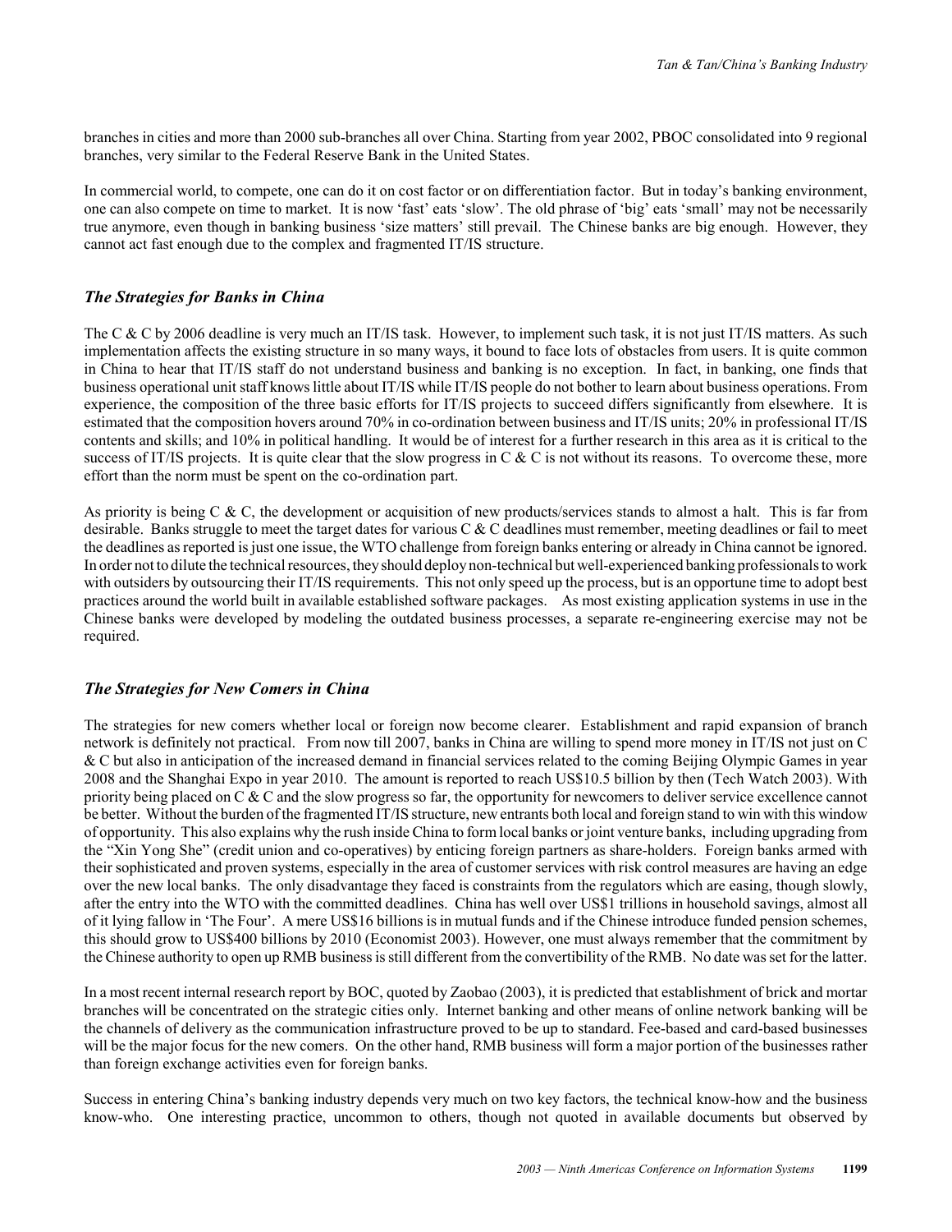branches in cities and more than 2000 sub-branches all over China. Starting from year 2002, PBOC consolidated into 9 regional branches, very similar to the Federal Reserve Bank in the United States.

In commercial world, to compete, one can do it on cost factor or on differentiation factor. But in today's banking environment, one can also compete on time to market. It is now 'fast' eats 'slow'. The old phrase of 'big' eats 'small' may not be necessarily true anymore, even though in banking business 'size matters' still prevail. The Chinese banks are big enough. However, they cannot act fast enough due to the complex and fragmented IT/IS structure.

### *The Strategies for Banks in China*

The C & C by 2006 deadline is very much an IT/IS task. However, to implement such task, it is not just IT/IS matters. As such implementation affects the existing structure in so many ways, it bound to face lots of obstacles from users. It is quite common in China to hear that IT/IS staff do not understand business and banking is no exception. In fact, in banking, one finds that business operational unit staff knows little about IT/IS while IT/IS people do not bother to learn about business operations. From experience, the composition of the three basic efforts for IT/IS projects to succeed differs significantly from elsewhere. It is estimated that the composition hovers around 70% in co-ordination between business and IT/IS units; 20% in professional IT/IS contents and skills; and 10% in political handling. It would be of interest for a further research in this area as it is critical to the success of IT/IS projects. It is quite clear that the slow progress in C & C is not without its reasons. To overcome these, more effort than the norm must be spent on the co-ordination part.

As priority is being C & C, the development or acquisition of new products/services stands to almost a halt. This is far from desirable. Banks struggle to meet the target dates for various C & C deadlines must remember, meeting deadlines or fail to meet the deadlines as reported is just one issue, the WTO challenge from foreign banks entering or already in China cannot be ignored. In order not to dilute the technical resources, they should deploy non-technical but well-experienced banking professionals to work with outsiders by outsourcing their IT/IS requirements. This not only speed up the process, but is an opportune time to adopt best practices around the world built in available established software packages. As most existing application systems in use in the Chinese banks were developed by modeling the outdated business processes, a separate re-engineering exercise may not be required.

### *The Strategies for New Comers in China*

The strategies for new comers whether local or foreign now become clearer. Establishment and rapid expansion of branch network is definitely not practical. From now till 2007, banks in China are willing to spend more money in IT/IS not just on C & C but also in anticipation of the increased demand in financial services related to the coming Beijing Olympic Games in year 2008 and the Shanghai Expo in year 2010. The amount is reported to reach US$10.5 billion by then (Tech Watch 2003). With priority being placed on C & C and the slow progress so far, the opportunity for newcomers to deliver service excellence cannot be better. Without the burden of the fragmented IT/IS structure, new entrants both local and foreign stand to win with this window of opportunity. This also explains why the rush inside China to form local banks or joint venture banks, including upgrading from the "Xin Yong She" (credit union and co-operatives) by enticing foreign partners as share-holders. Foreign banks armed with their sophisticated and proven systems, especially in the area of customer services with risk control measures are having an edge over the new local banks. The only disadvantage they faced is constraints from the regulators which are easing, though slowly, after the entry into the WTO with the committed deadlines. China has well over US$1 trillions in household savings, almost all of it lying fallow in 'The Four'. A mere US$16 billions is in mutual funds and if the Chinese introduce funded pension schemes, this should grow to US$400 billions by 2010 (Economist 2003). However, one must always remember that the commitment by the Chinese authority to open up RMB business is still different from the convertibility of the RMB. No date was set for the latter.

In a most recent internal research report by BOC, quoted by Zaobao (2003), it is predicted that establishment of brick and mortar branches will be concentrated on the strategic cities only. Internet banking and other means of online network banking will be the channels of delivery as the communication infrastructure proved to be up to standard. Fee-based and card-based businesses will be the major focus for the new comers. On the other hand, RMB business will form a major portion of the businesses rather than foreign exchange activities even for foreign banks.

Success in entering China's banking industry depends very much on two key factors, the technical know-how and the business know-who. One interesting practice, uncommon to others, though not quoted in available documents but observed by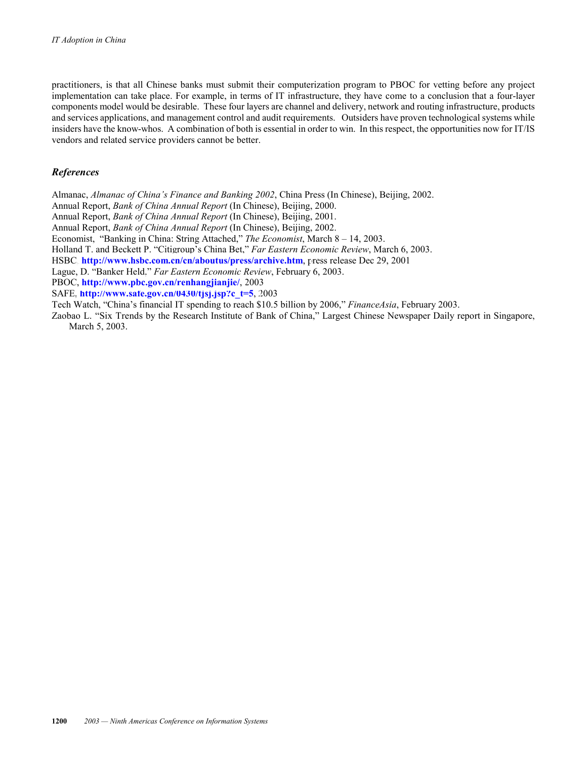practitioners, is that all Chinese banks must submit their computerization program to PBOC for vetting before any project implementation can take place. For example, in terms of IT infrastructure, they have come to a conclusion that a four-layer components model would be desirable. These four layers are channel and delivery, network and routing infrastructure, products and services applications, and management control and audit requirements. Outsiders have proven technological systems while insiders have the know-whos. A combination of both is essential in order to win. In this respect, the opportunities now for IT/IS vendors and related service providers cannot be better.

### *References*

Almanac, *Almanac of China's Finance and Banking 2002*, China Press (In Chinese), Beijing, 2002.

Annual Report, *Bank of China Annual Report* (In Chinese), Beijing, 2000.

Annual Report, *Bank of China Annual Report* (In Chinese), Beijing, 2001.

Annual Report, *Bank of China Annual Report* (In Chinese), Beijing, 2002.

Economist, "Banking in China: String Attached," *The Economist*, March 8 – 14, 2003.

Holland T. and Beckett P. "Citigroup's China Bet," *Far Eastern Economic Review*, March 6, 2003.

HSBC. **http://www.hsbc.com.cn/cn/aboutus/press/archive.htm**, press release Dec 29, 2001

Lague, D. "Banker Held." *Far Eastern Economic Review*, February 6, 2003.

PBOC, **http://www.pbc.gov.cn/renhangjianjie/**, 2003

SAFE, **http://www.safe.gov.cn/0430/tjsj.jsp?c_t=5**, 2003

Tech Watch, "China's financial IT spending to reach $10.5 billion by 2006," *FinanceAsia*, February 2003.

Zaobao L. "Six Trends by the Research Institute of Bank of China," Largest Chinese Newspaper Daily report in Singapore, March 5, 2003.